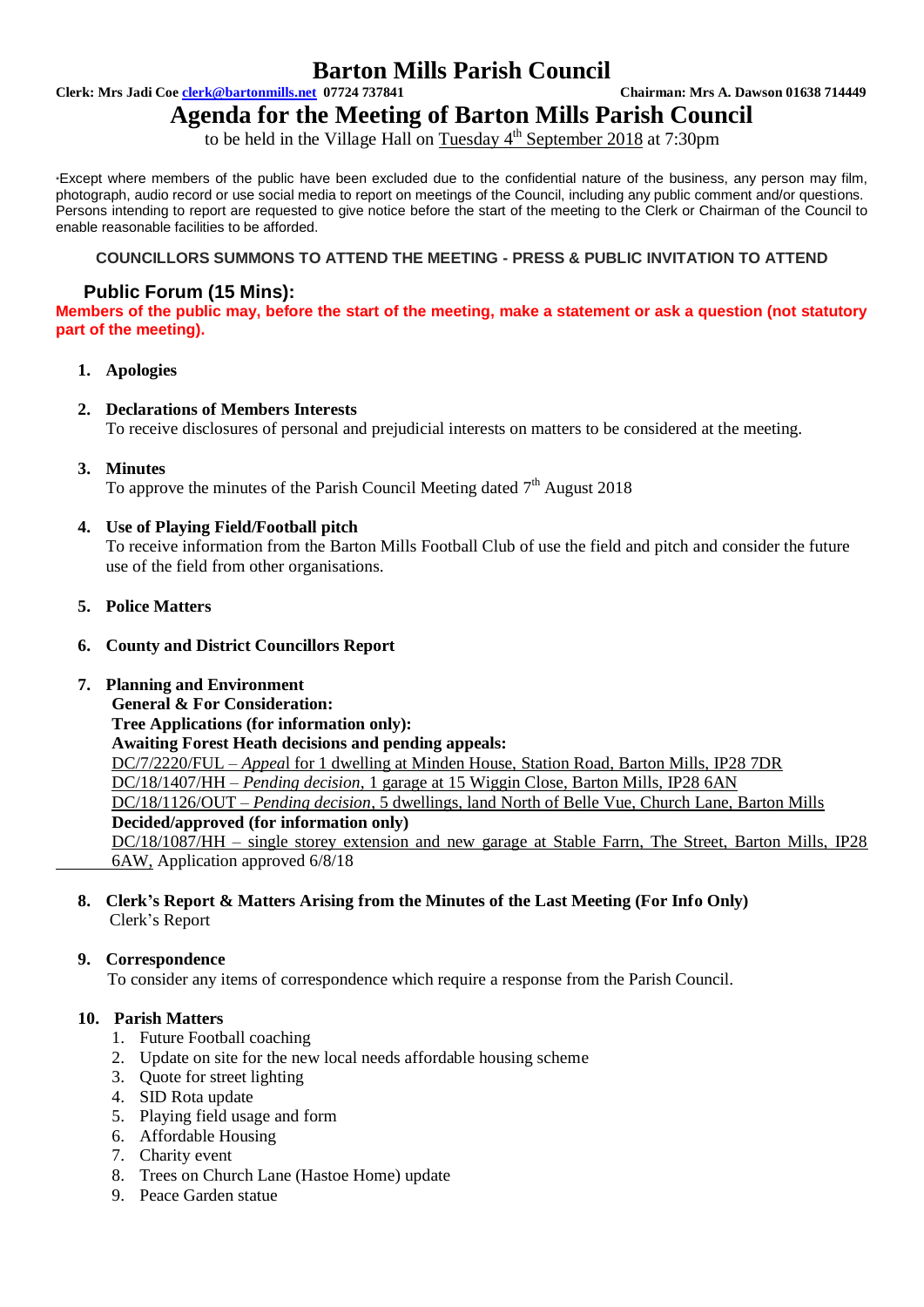# Barton Mills Parish Council

**Clerk: Mrs Jadi Coe clerk@bartonmills.net 07724 737841** **Chairman: Mrs A. Dawson 01638 714449**

## Agenda for the Meeting of Barton Mills Parish Council

to be held in the Village Hall on Tuesday 4th September 2018 at 7:30pm

*Except where members of the public have been excluded due to the confidential nature of the business, any person may film, photograph, audio record or use social media to report on meetings of the Council, including any public comment and/or questions. Persons intending to report are requested to give notice before the start of the meeting to the Clerk or Chairman of the Council to enable reasonable facilities to be afforded.

**COUNCILLORS SUMMONS TO ATTEND THE MEETING - PRESS & PUBLIC INVITATION TO ATTEND**

### Public Forum (15 Mins):

**Members of the public may, before the start of the meeting, make a statement or ask a question (not statutory part of the meeting).**

1. **Apologies**

2. **Declarations of Members Interests**
   To receive disclosures of personal and prejudicial interests on matters to be considered at the meeting.

3. **Minutes**
   To approve the minutes of the Parish Council Meeting dated 7th August 2018

4. **Use of Playing Field/Football pitch**
   To receive information from the Barton Mills Football Club of use the field and pitch and consider the future use of the field from other organisations.

5. **Police Matters**

6. **County and District Councillors Report**

7. **Planning and Environment**
   **General & For Consideration:**
   **Tree Applications (for information only):**
   **Awaiting Forest Heath decisions and pending appeals:**
   DC/7/2220/FUL – *Appeal* for 1 dwelling at Minden House, Station Road, Barton Mills, IP28 7DR
   DC/18/1407/HH – *Pending decision*, 1 garage at 15 Wiggin Close, Barton Mills, IP28 6AN
   DC/18/1126/OUT – *Pending decision*, 5 dwellings, land North of Belle Vue, Church Lane, Barton Mills
   **Decided/approved (for information only)**
   DC/18/1087/HH – single storey extension and new garage at Stable Farrn, The Street, Barton Mills, IP28 6AW, Application approved 6/8/18

8. **Clerk's Report & Matters Arising from the Minutes of the Last Meeting (For Info Only)**
   Clerk's Report

9. **Correspondence**
   To consider any items of correspondence which require a response from the Parish Council.

10. **Parish Matters**
    1. Future Football coaching
    2. Update on site for the new local needs affordable housing scheme
    3. Quote for street lighting
    4. SID Rota update
    5. Playing field usage and form
    6. Affordable Housing
    7. Charity event
    8. Trees on Church Lane (Hastoe Home) update
    9. Peace Garden statue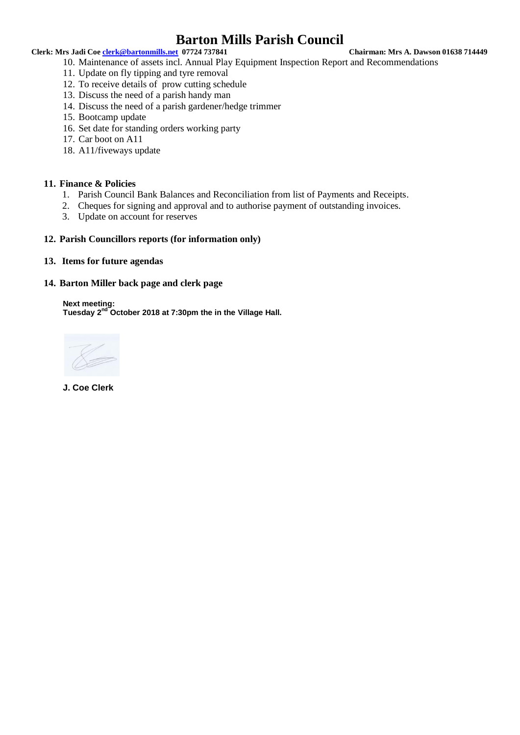# Barton Mills Parish Council

**Clerk: Mrs Jadi Coe clerk@bartonmills.net 07724 737841 Chairman: Mrs A. Dawson 01638 714449**

10. Maintenance of assets incl. Annual Play Equipment Inspection Report and Recommendations
11. Update on fly tipping and tyre removal
12. To receive details of prow cutting schedule
13. Discuss the need of a parish handy man
14. Discuss the need of a parish gardener/hedge trimmer
15. Bootcamp update
16. Set date for standing orders working party
17. Car boot on A11
18. A11/fiveways update

**11. Finance & Policies**

1. Parish Council Bank Balances and Reconciliation from list of Payments and Receipts.
2. Cheques for signing and approval and to authorise payment of outstanding invoices.
3. Update on account for reserves

**12. Parish Councillors reports (for information only)**

**13. Items for future agendas**

**14. Barton Miller back page and clerk page**

**Next meeting:**
**Tuesday 2nd October 2018 at 7:30pm the in the Village Hall.**

**J. Coe Clerk**